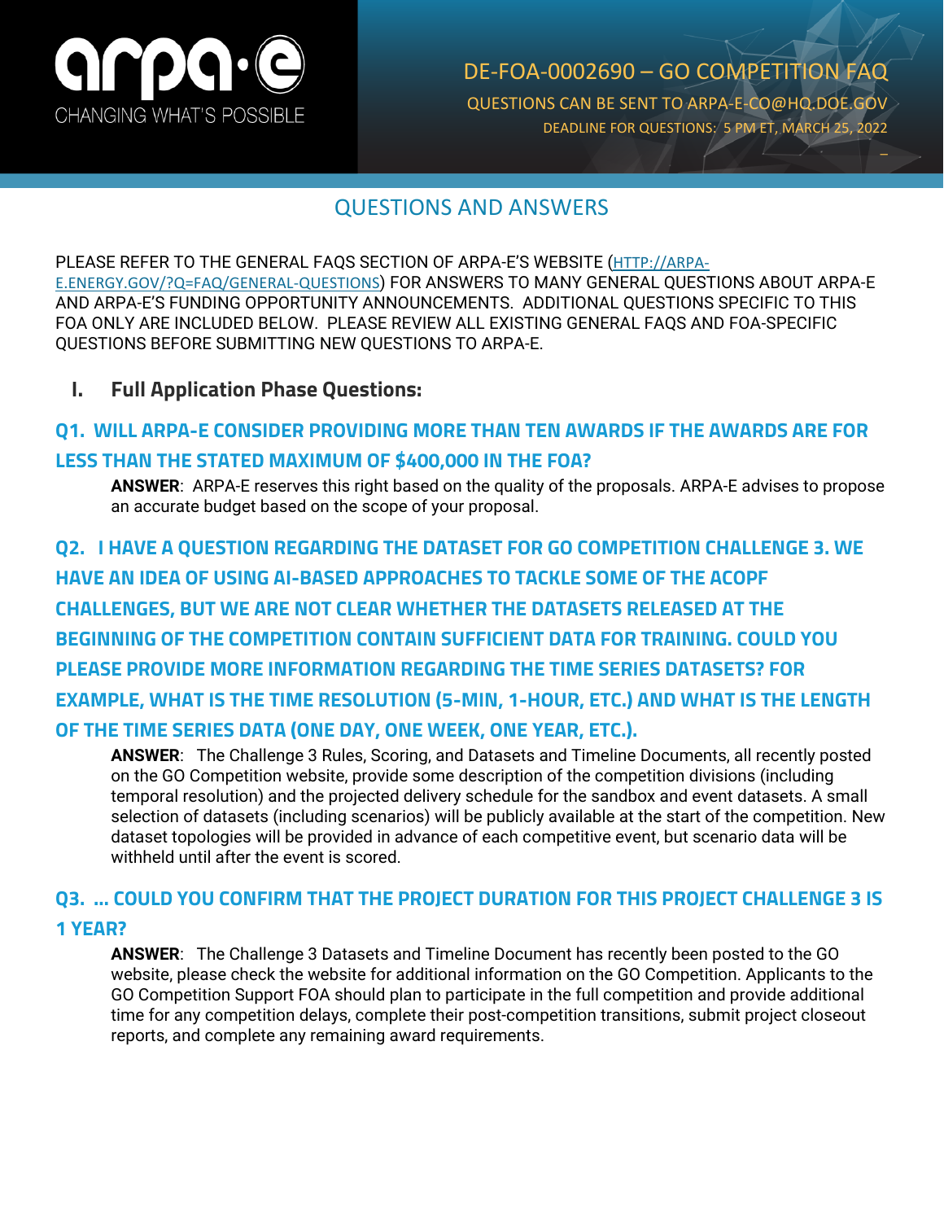# DE-FOA-0002690 – GO COMPETITION FAQ

QUESTIONS CAN BE SENT TO ARPA-E-CO@HQ.DOE.GOV

DEADLINE FOR QUESTIONS: 5 PM ET, MARCH 25, 2022

## QUESTIONS AND ANSWERS

PLEASE REFER TO THE GENERAL FAQS SECTION OF ARPA-E'S WEBSITE (HTTP://ARPA-E.ENERGY.GOV/?Q=FAQ/GENERAL-QUESTIONS) FOR ANSWERS TO MANY GENERAL QUESTIONS ABOUT ARPA-E AND ARPA-E'S FUNDING OPPORTUNITY ANNOUNCEMENTS. ADDITIONAL QUESTIONS SPECIFIC TO THIS FOA ONLY ARE INCLUDED BELOW. PLEASE REVIEW ALL EXISTING GENERAL FAQS AND FOA-SPECIFIC QUESTIONS BEFORE SUBMITTING NEW QUESTIONS TO ARPA-E.

### I. Full Application Phase Questions:

### Q1. WILL ARPA-E CONSIDER PROVIDING MORE THAN TEN AWARDS IF THE AWARDS ARE FOR LESS THAN THE STATED MAXIMUM OF $400,000 IN THE FOA?

**ANSWER**: ARPA-E reserves this right based on the quality of the proposals. ARPA-E advises to propose an accurate budget based on the scope of your proposal.

### Q2. I HAVE A QUESTION REGARDING THE DATASET FOR GO COMPETITION CHALLENGE 3. WE HAVE AN IDEA OF USING AI-BASED APPROACHES TO TACKLE SOME OF THE ACOPF CHALLENGES, BUT WE ARE NOT CLEAR WHETHER THE DATASETS RELEASED AT THE BEGINNING OF THE COMPETITION CONTAIN SUFFICIENT DATA FOR TRAINING. COULD YOU PLEASE PROVIDE MORE INFORMATION REGARDING THE TIME SERIES DATASETS? FOR EXAMPLE, WHAT IS THE TIME RESOLUTION (5-MIN, 1-HOUR, ETC.) AND WHAT IS THE LENGTH OF THE TIME SERIES DATA (ONE DAY, ONE WEEK, ONE YEAR, ETC.).

**ANSWER**: The Challenge 3 Rules, Scoring, and Datasets and Timeline Documents, all recently posted on the GO Competition website, provide some description of the competition divisions (including temporal resolution) and the projected delivery schedule for the sandbox and event datasets. A small selection of datasets (including scenarios) will be publicly available at the start of the competition. New dataset topologies will be provided in advance of each competitive event, but scenario data will be withheld until after the event is scored.

### Q3. ... COULD YOU CONFIRM THAT THE PROJECT DURATION FOR THIS PROJECT CHALLENGE 3 IS 1 YEAR?

**ANSWER**: The Challenge 3 Datasets and Timeline Document has recently been posted to the GO website, please check the website for additional information on the GO Competition. Applicants to the GO Competition Support FOA should plan to participate in the full competition and provide additional time for any competition delays, complete their post-competition transitions, submit project closeout reports, and complete any remaining award requirements.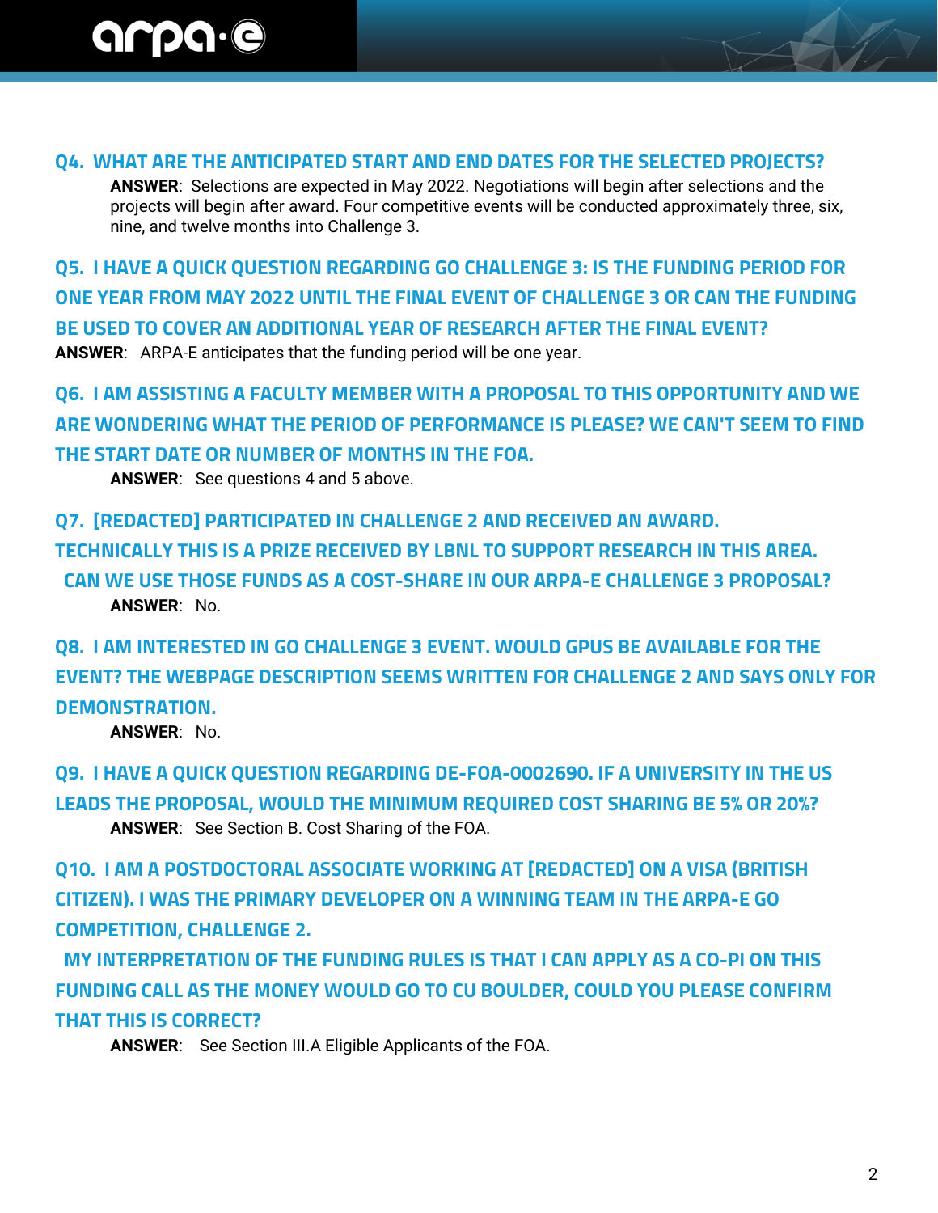### Q4. WHAT ARE THE ANTICIPATED START AND END DATES FOR THE SELECTED PROJECTS?

**ANSWER**: Selections are expected in May 2022. Negotiations will begin after selections and the projects will begin after award. Four competitive events will be conducted approximately three, six, nine, and twelve months into Challenge 3.

### Q5. I HAVE A QUICK QUESTION REGARDING GO CHALLENGE 3: IS THE FUNDING PERIOD FOR ONE YEAR FROM MAY 2022 UNTIL THE FINAL EVENT OF CHALLENGE 3 OR CAN THE FUNDING BE USED TO COVER AN ADDITIONAL YEAR OF RESEARCH AFTER THE FINAL EVENT?

**ANSWER**: ARPA-E anticipates that the funding period will be one year.

### Q6. I AM ASSISTING A FACULTY MEMBER WITH A PROPOSAL TO THIS OPPORTUNITY AND WE ARE WONDERING WHAT THE PERIOD OF PERFORMANCE IS PLEASE? WE CAN'T SEEM TO FIND THE START DATE OR NUMBER OF MONTHS IN THE FOA.

**ANSWER**: See questions 4 and 5 above.

### Q7. [REDACTED] PARTICIPATED IN CHALLENGE 2 AND RECEIVED AN AWARD. TECHNICALLY THIS IS A PRIZE RECEIVED BY LBNL TO SUPPORT RESEARCH IN THIS AREA. CAN WE USE THOSE FUNDS AS A COST-SHARE IN OUR ARPA-E CHALLENGE 3 PROPOSAL?

**ANSWER**: No.

### Q8. I AM INTERESTED IN GO CHALLENGE 3 EVENT. WOULD GPUS BE AVAILABLE FOR THE EVENT? THE WEBPAGE DESCRIPTION SEEMS WRITTEN FOR CHALLENGE 2 AND SAYS ONLY FOR DEMONSTRATION.

**ANSWER**: No.

### Q9. I HAVE A QUICK QUESTION REGARDING DE-FOA-0002690. IF A UNIVERSITY IN THE US LEADS THE PROPOSAL, WOULD THE MINIMUM REQUIRED COST SHARING BE 5% OR 20%?

**ANSWER**: See Section B. Cost Sharing of the FOA.

### Q10. I AM A POSTDOCTORAL ASSOCIATE WORKING AT [REDACTED] ON A VISA (BRITISH CITIZEN). I WAS THE PRIMARY DEVELOPER ON A WINNING TEAM IN THE ARPA-E GO COMPETITION, CHALLENGE 2. MY INTERPRETATION OF THE FUNDING RULES IS THAT I CAN APPLY AS A CO-PI ON THIS FUNDING CALL AS THE MONEY WOULD GO TO CU BOULDER, COULD YOU PLEASE CONFIRM THAT THIS IS CORRECT?

**ANSWER**: See Section III.A Eligible Applicants of the FOA.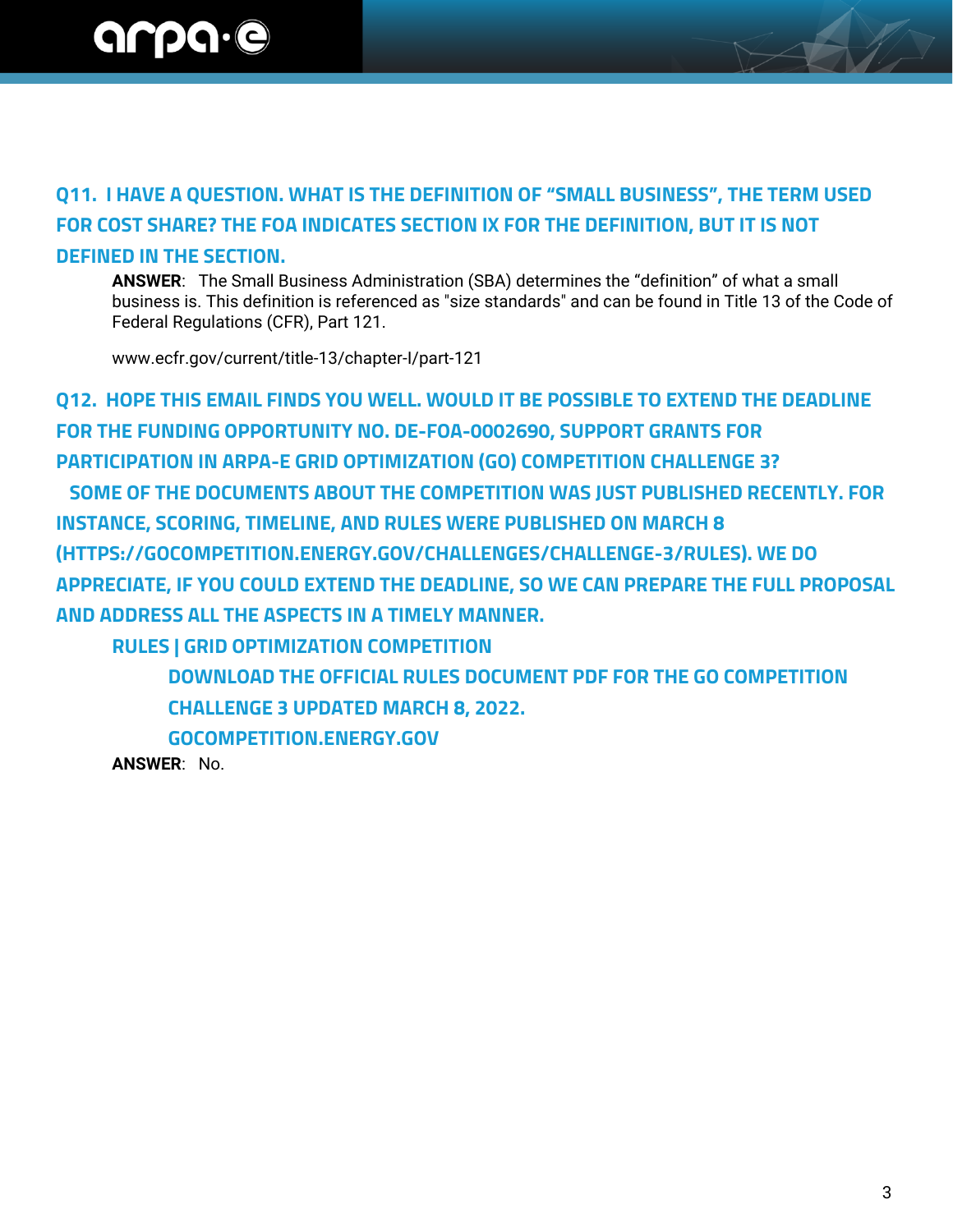### Q11. I HAVE A QUESTION. WHAT IS THE DEFINITION OF "SMALL BUSINESS", THE TERM USED FOR COST SHARE? THE FOA INDICATES SECTION IX FOR THE DEFINITION, BUT IT IS NOT DEFINED IN THE SECTION.

**ANSWER**: The Small Business Administration (SBA) determines the "definition" of what a small business is. This definition is referenced as "size standards" and can be found in Title 13 of the Code of Federal Regulations (CFR), Part 121.

www.ecfr.gov/current/title-13/chapter-I/part-121

### Q12. HOPE THIS EMAIL FINDS YOU WELL. WOULD IT BE POSSIBLE TO EXTEND THE DEADLINE FOR THE FUNDING OPPORTUNITY NO. DE-FOA-0002690, SUPPORT GRANTS FOR PARTICIPATION IN ARPA-E GRID OPTIMIZATION (GO) COMPETITION CHALLENGE 3? SOME OF THE DOCUMENTS ABOUT THE COMPETITION WAS JUST PUBLISHED RECENTLY. FOR INSTANCE, SCORING, TIMELINE, AND RULES WERE PUBLISHED ON MARCH 8 (HTTPS://GOCOMPETITION.ENERGY.GOV/CHALLENGES/CHALLENGE-3/RULES). WE DO APPRECIATE, IF YOU COULD EXTEND THE DEADLINE, SO WE CAN PREPARE THE FULL PROPOSAL AND ADDRESS ALL THE ASPECTS IN A TIMELY MANNER.

**RULES | GRID OPTIMIZATION COMPETITION**

**DOWNLOAD THE OFFICIAL RULES DOCUMENT PDF FOR THE GO COMPETITION CHALLENGE 3 UPDATED MARCH 8, 2022.**

**GOCOMPETITION.ENERGY.GOV**

**ANSWER**: No.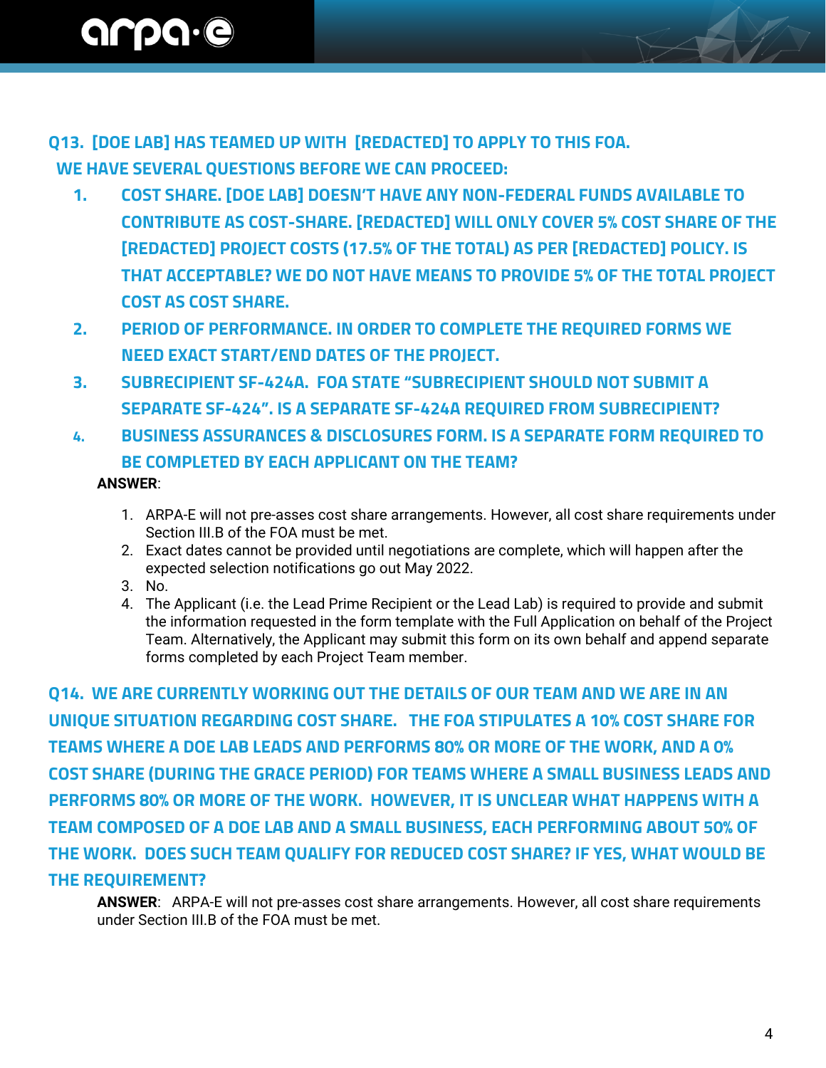### Q13. [DOE LAB] HAS TEAMED UP WITH [REDACTED] TO APPLY TO THIS FOA. WE HAVE SEVERAL QUESTIONS BEFORE WE CAN PROCEED:

1. **COST SHARE. [DOE LAB] DOESN'T HAVE ANY NON-FEDERAL FUNDS AVAILABLE TO CONTRIBUTE AS COST-SHARE. [REDACTED] WILL ONLY COVER 5% COST SHARE OF THE [REDACTED] PROJECT COSTS (17.5% OF THE TOTAL) AS PER [REDACTED] POLICY. IS THAT ACCEPTABLE? WE DO NOT HAVE MEANS TO PROVIDE 5% OF THE TOTAL PROJECT COST AS COST SHARE.**
2. **PERIOD OF PERFORMANCE. IN ORDER TO COMPLETE THE REQUIRED FORMS WE NEED EXACT START/END DATES OF THE PROJECT.**
3. **SUBRECIPIENT SF-424A. FOA STATE "SUBRECIPIENT SHOULD NOT SUBMIT A SEPARATE SF-424". IS A SEPARATE SF-424A REQUIRED FROM SUBRECIPIENT?**
4. **BUSINESS ASSURANCES & DISCLOSURES FORM. IS A SEPARATE FORM REQUIRED TO BE COMPLETED BY EACH APPLICANT ON THE TEAM?**

**ANSWER**:

1. ARPA-E will not pre-asses cost share arrangements. However, all cost share requirements under Section III.B of the FOA must be met.
2. Exact dates cannot be provided until negotiations are complete, which will happen after the expected selection notifications go out May 2022.
3. No.
4. The Applicant (i.e. the Lead Prime Recipient or the Lead Lab) is required to provide and submit the information requested in the form template with the Full Application on behalf of the Project Team. Alternatively, the Applicant may submit this form on its own behalf and append separate forms completed by each Project Team member.

### Q14. WE ARE CURRENTLY WORKING OUT THE DETAILS OF OUR TEAM AND WE ARE IN AN UNIQUE SITUATION REGARDING COST SHARE. THE FOA STIPULATES A 10% COST SHARE FOR TEAMS WHERE A DOE LAB LEADS AND PERFORMS 80% OR MORE OF THE WORK, AND A 0% COST SHARE (DURING THE GRACE PERIOD) FOR TEAMS WHERE A SMALL BUSINESS LEADS AND PERFORMS 80% OR MORE OF THE WORK. HOWEVER, IT IS UNCLEAR WHAT HAPPENS WITH A TEAM COMPOSED OF A DOE LAB AND A SMALL BUSINESS, EACH PERFORMING ABOUT 50% OF THE WORK. DOES SUCH TEAM QUALIFY FOR REDUCED COST SHARE? IF YES, WHAT WOULD BE THE REQUIREMENT?

**ANSWER**: ARPA-E will not pre-asses cost share arrangements. However, all cost share requirements under Section III.B of the FOA must be met.